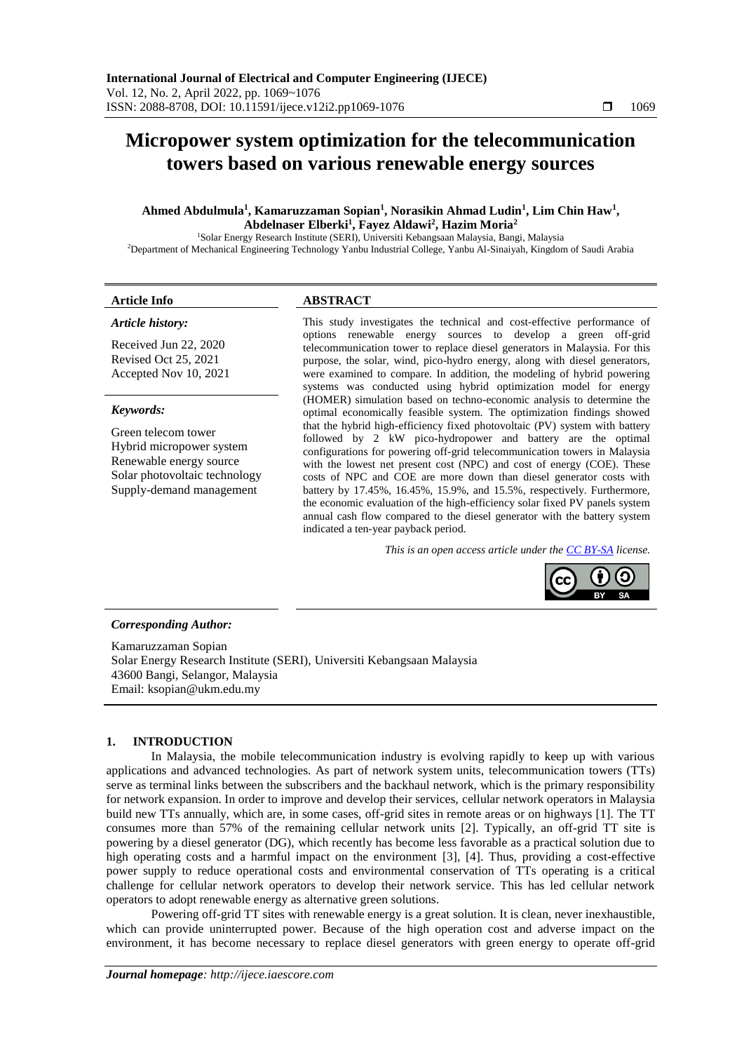# Micropower system optimization for the telecommunication towers based on various renewable energy sources

**Ahmed Abdulmula[1], Kamaruzzaman Sopian[1], Norasikin Ahmad Ludin[1], Lim Chin Haw[1], Abdelnaser Elberki[1], Fayez Aldawi[2], Hazim Moria[2]**

[1]Solar Energy Research Institute (SERI), Universiti Kebangsaan Malaysia, Bangi, Malaysia
[2]Department of Mechanical Engineering Technology Yanbu Industrial College, Yanbu Al-Sinaiyah, Kingdom of Saudi Arabia

## Article Info

*Article history:*

Received Jun 22, 2020
Revised Oct 25, 2021
Accepted Nov 10, 2021

*Keywords:*

Green telecom tower
Hybrid micropower system
Renewable energy source
Solar photovoltaic technology
Supply-demand management

## ABSTRACT

This study investigates the technical and cost-effective performance of options renewable energy sources to develop a green off-grid telecommunication tower to replace diesel generators in Malaysia. For this purpose, the solar, wind, pico-hydro energy, along with diesel generators, were examined to compare. In addition, the modeling of hybrid powering systems was conducted using hybrid optimization model for energy (HOMER) simulation based on techno-economic analysis to determine the optimal economically feasible system. The optimization findings showed that the hybrid high-efficiency fixed photovoltaic (PV) system with battery followed by 2 kW pico-hydropower and battery are the optimal configurations for powering off-grid telecommunication towers in Malaysia with the lowest net present cost (NPC) and cost of energy (COE). These costs of NPC and COE are more down than diesel generator costs with battery by 17.45%, 16.45%, 15.9%, and 15.5%, respectively. Furthermore, the economic evaluation of the high-efficiency solar fixed PV panels system annual cash flow compared to the diesel generator with the battery system indicated a ten-year payback period.

*This is an open access article under the CC BY-SA license.*

***Corresponding Author:***

Kamaruzzaman Sopian
Solar Energy Research Institute (SERI), Universiti Kebangsaan Malaysia
43600 Bangi, Selangor, Malaysia
Email: ksopian@ukm.edu.my

## 1. INTRODUCTION

In Malaysia, the mobile telecommunication industry is evolving rapidly to keep up with various applications and advanced technologies. As part of network system units, telecommunication towers (TTs) serve as terminal links between the subscribers and the backhaul network, which is the primary responsibility for network expansion. In order to improve and develop their services, cellular network operators in Malaysia build new TTs annually, which are, in some cases, off-grid sites in remote areas or on highways [1]. The TT consumes more than 57% of the remaining cellular network units [2]. Typically, an off-grid TT site is powering by a diesel generator (DG), which recently has become less favorable as a practical solution due to high operating costs and a harmful impact on the environment [3], [4]. Thus, providing a cost-effective power supply to reduce operational costs and environmental conservation of TTs operating is a critical challenge for cellular network operators to develop their network service. This has led cellular network operators to adopt renewable energy as alternative green solutions.

Powering off-grid TT sites with renewable energy is a great solution. It is clean, never inexhaustible, which can provide uninterrupted power. Because of the high operation cost and adverse impact on the environment, it has become necessary to replace diesel generators with green energy to operate off-grid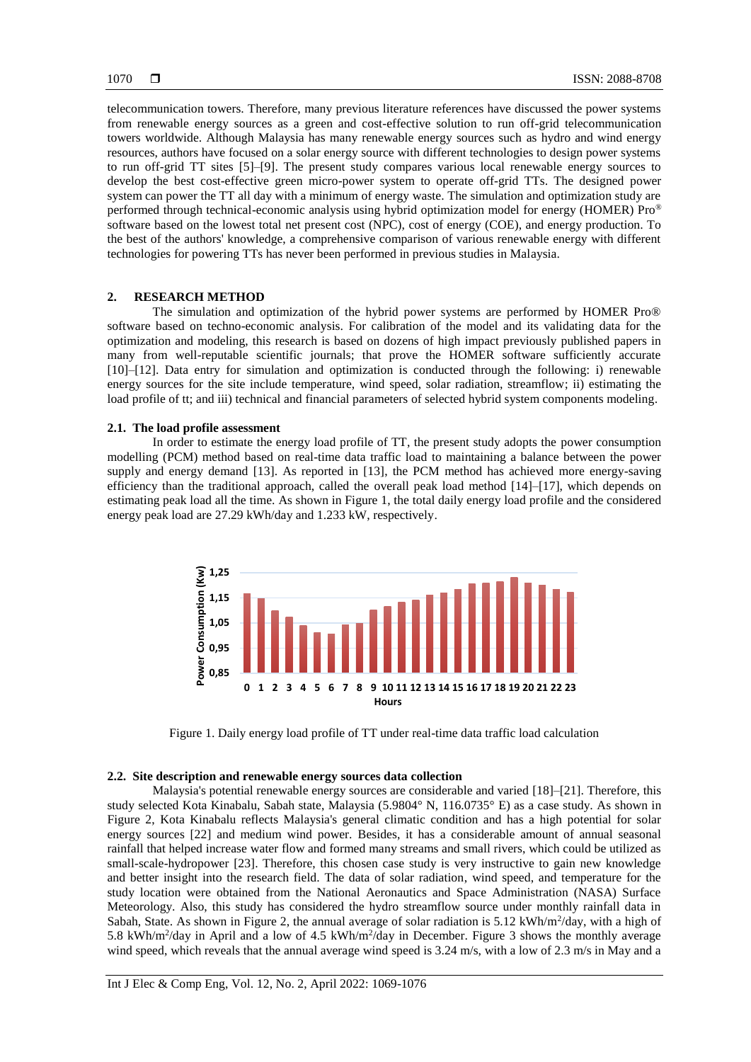telecommunication towers. Therefore, many previous literature references have discussed the power systems from renewable energy sources as a green and cost-effective solution to run off-grid telecommunication towers worldwide. Although Malaysia has many renewable energy sources such as hydro and wind energy resources, authors have focused on a solar energy source with different technologies to design power systems to run off-grid TT sites [5]–[9]. The present study compares various local renewable energy sources to develop the best cost-effective green micro-power system to operate off-grid TTs. The designed power system can power the TT all day with a minimum of energy waste. The simulation and optimization study are performed through technical-economic analysis using hybrid optimization model for energy (HOMER) Pro® software based on the lowest total net present cost (NPC), cost of energy (COE), and energy production. To the best of the authors' knowledge, a comprehensive comparison of various renewable energy with different technologies for powering TTs has never been performed in previous studies in Malaysia.

## 2. RESEARCH METHOD

The simulation and optimization of the hybrid power systems are performed by HOMER Pro® software based on techno-economic analysis. For calibration of the model and its validating data for the optimization and modeling, this research is based on dozens of high impact previously published papers in many from well-reputable scientific journals; that prove the HOMER software sufficiently accurate [10]–[12]. Data entry for simulation and optimization is conducted through the following: i) renewable energy sources for the site include temperature, wind speed, solar radiation, streamflow; ii) estimating the load profile of tt; and iii) technical and financial parameters of selected hybrid system components modeling.

### 2.1. The load profile assessment

In order to estimate the energy load profile of TT, the present study adopts the power consumption modelling (PCM) method based on real-time data traffic load to maintaining a balance between the power supply and energy demand [13]. As reported in [13], the PCM method has achieved more energy-saving efficiency than the traditional approach, called the overall peak load method [14]–[17], which depends on estimating peak load all the time. As shown in Figure 1, the total daily energy load profile and the considered energy peak load are 27.29 kWh/day and 1.233 kW, respectively.

Figure 1. Daily energy load profile of TT under real-time data traffic load calculation

### 2.2. Site description and renewable energy sources data collection

Malaysia's potential renewable energy sources are considerable and varied [18]–[21]. Therefore, this study selected Kota Kinabalu, Sabah state, Malaysia (5.9804° N, 116.0735° E) as a case study. As shown in Figure 2, Kota Kinabalu reflects Malaysia's general climatic condition and has a high potential for solar energy sources [22] and medium wind power. Besides, it has a considerable amount of annual seasonal rainfall that helped increase water flow and formed many streams and small rivers, which could be utilized as small-scale-hydropower [23]. Therefore, this chosen case study is very instructive to gain new knowledge and better insight into the research field. The data of solar radiation, wind speed, and temperature for the study location were obtained from the National Aeronautics and Space Administration (NASA) Surface Meteorology. Also, this study has considered the hydro streamflow source under monthly rainfall data in Sabah, State. As shown in Figure 2, the annual average of solar radiation is 5.12 kWh/m$^2$/day, with a high of 5.8 kWh/m$^2$/day in April and a low of 4.5 kWh/m$^2$/day in December. Figure 3 shows the monthly average wind speed, which reveals that the annual average wind speed is 3.24 m/s, with a low of 2.3 m/s in May and a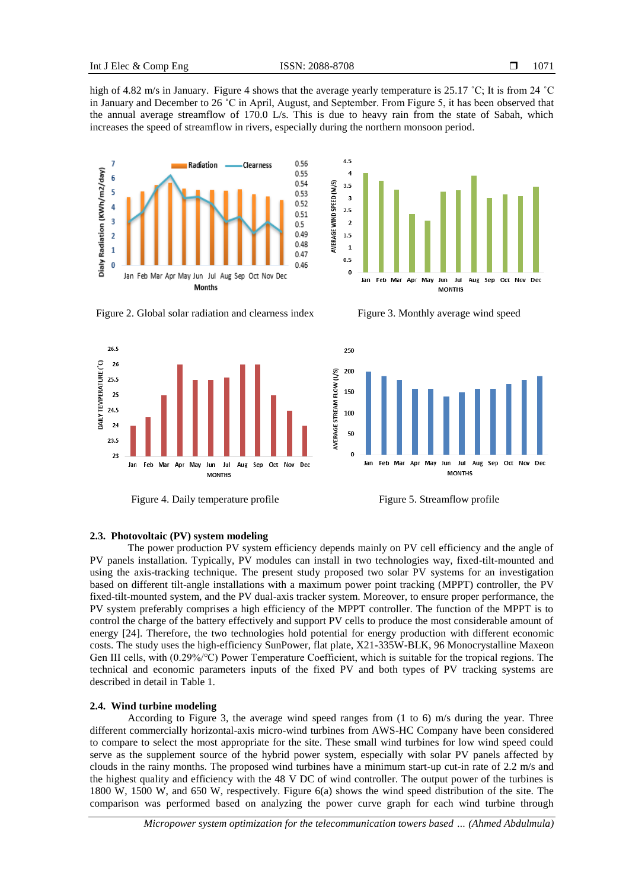high of 4.82 m/s in January. Figure 4 shows that the average yearly temperature is 25.17 ˚C; It is from 24 ˚C in January and December to 26 ˚C in April, August, and September. From Figure 5, it has been observed that the annual average streamflow of 170.0 L/s. This is due to heavy rain from the state of Sabah, which increases the speed of streamflow in rivers, especially during the northern monsoon period.

Figure 2. Global solar radiation and clearness index

Figure 3. Monthly average wind speed

Figure 4. Daily temperature profile

Figure 5. Streamflow profile

### 2.3. Photovoltaic (PV) system modeling

The power production PV system efficiency depends mainly on PV cell efficiency and the angle of PV panels installation. Typically, PV modules can install in two technologies way, fixed-tilt-mounted and using the axis-tracking technique. The present study proposed two solar PV systems for an investigation based on different tilt-angle installations with a maximum power point tracking (MPPT) controller, the PV fixed-tilt-mounted system, and the PV dual-axis tracker system. Moreover, to ensure proper performance, the PV system preferably comprises a high efficiency of the MPPT controller. The function of the MPPT is to control the charge of the battery effectively and support PV cells to produce the most considerable amount of energy [24]. Therefore, the two technologies hold potential for energy production with different economic costs. The study uses the high-efficiency SunPower, flat plate, X21-335W-BLK, 96 Monocrystalline Maxeon Gen III cells, with (0.29%/°C) Power Temperature Coefficient, which is suitable for the tropical regions. The technical and economic parameters inputs of the fixed PV and both types of PV tracking systems are described in detail in Table 1.

### 2.4. Wind turbine modeling

According to Figure 3, the average wind speed ranges from (1 to 6) m/s during the year. Three different commercially horizontal-axis micro-wind turbines from AWS-HC Company have been considered to compare to select the most appropriate for the site. These small wind turbines for low wind speed could serve as the supplement source of the hybrid power system, especially with solar PV panels affected by clouds in the rainy months. The proposed wind turbines have a minimum start-up cut-in rate of 2.2 m/s and the highest quality and efficiency with the 48 V DC of wind controller. The output power of the turbines is 1800 W, 1500 W, and 650 W, respectively. Figure 6(a) shows the wind speed distribution of the site. The comparison was performed based on analyzing the power curve graph for each wind turbine through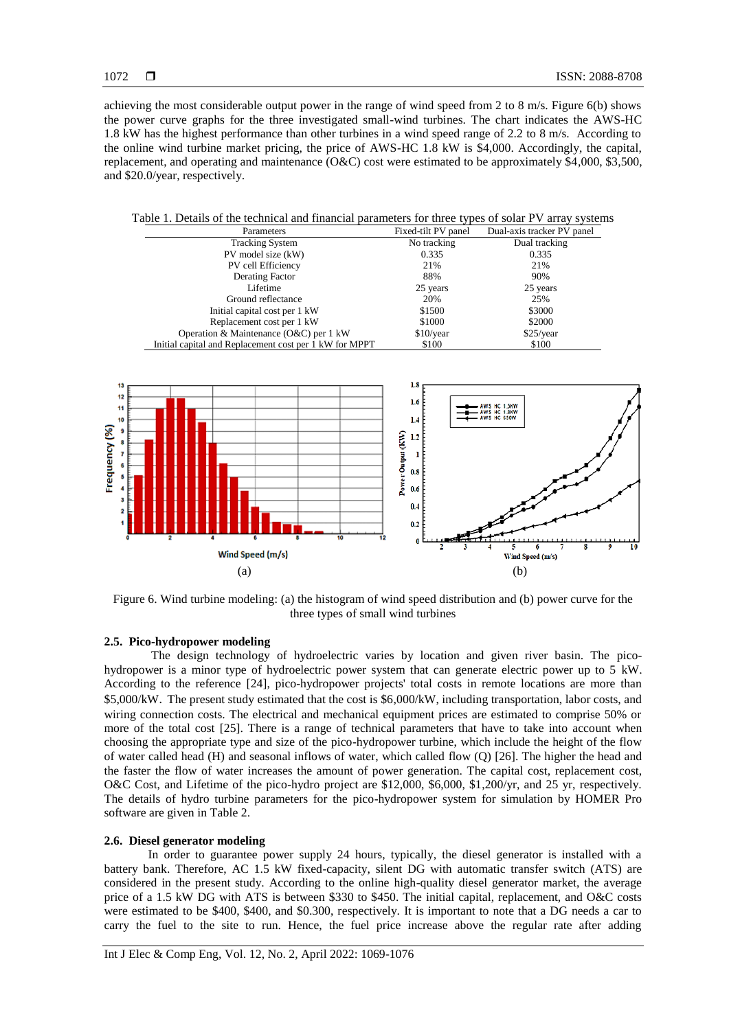achieving the most considerable output power in the range of wind speed from 2 to 8 m/s. Figure 6(b) shows the power curve graphs for the three investigated small-wind turbines. The chart indicates the AWS-HC 1.8 kW has the highest performance than other turbines in a wind speed range of 2.2 to 8 m/s. According to the online wind turbine market pricing, the price of AWS-HC 1.8 kW is $4,000. Accordingly, the capital, replacement, and operating and maintenance (O&C) cost were estimated to be approximately $4,000, $3,500, and $20.0/year, respectively.

Table 1. Details of the technical and financial parameters for three types of solar PV array systems

| Parameters | Fixed-tilt PV panel | Dual-axis tracker PV panel |
|---|---|---|
| Tracking System | No tracking | Dual tracking |
| PV model size (kW) | 0.335 | 0.335 |
| PV cell Efficiency | 21% | 21% |
| Derating Factor | 88% | 90% |
| Lifetime | 25 years | 25 years |
| Ground reflectance | 20% | 25% |
| Initial capital cost per 1 kW | $1500 | $3000 |
| Replacement cost per 1 kW | $1000 | $2000 |
| Operation & Maintenance (O&C) per 1 kW | $10/year | $25/year |
| Initial capital and Replacement cost per 1 kW for MPPT | $100 | $100 |

Figure 6. Wind turbine modeling: (a) the histogram of wind speed distribution and (b) power curve for the three types of small wind turbines

### 2.5. Pico-hydropower modeling

The design technology of hydroelectric varies by location and given river basin. The pico-hydropower is a minor type of hydroelectric power system that can generate electric power up to 5 kW. According to the reference [24], pico-hydropower projects' total costs in remote locations are more than $5,000/kW. The present study estimated that the cost is $6,000/kW, including transportation, labor costs, and wiring connection costs. The electrical and mechanical equipment prices are estimated to comprise 50% or more of the total cost [25]. There is a range of technical parameters that have to take into account when choosing the appropriate type and size of the pico-hydropower turbine, which include the height of the flow of water called head (H) and seasonal inflows of water, which called flow (Q) [26]. The higher the head and the faster the flow of water increases the amount of power generation. The capital cost, replacement cost, O&C Cost, and Lifetime of the pico-hydro project are $12,000, $6,000, $1,200/yr, and 25 yr, respectively. The details of hydro turbine parameters for the pico-hydropower system for simulation by HOMER Pro software are given in Table 2.

### 2.6. Diesel generator modeling

In order to guarantee power supply 24 hours, typically, the diesel generator is installed with a battery bank. Therefore, AC 1.5 kW fixed-capacity, silent DG with automatic transfer switch (ATS) are considered in the present study. According to the online high-quality diesel generator market, the average price of a 1.5 kW DG with ATS is between $330 to $450. The initial capital, replacement, and O&C costs were estimated to be $400, $400, and $0.300, respectively. It is important to note that a DG needs a car to carry the fuel to the site to run. Hence, the fuel price increase above the regular rate after adding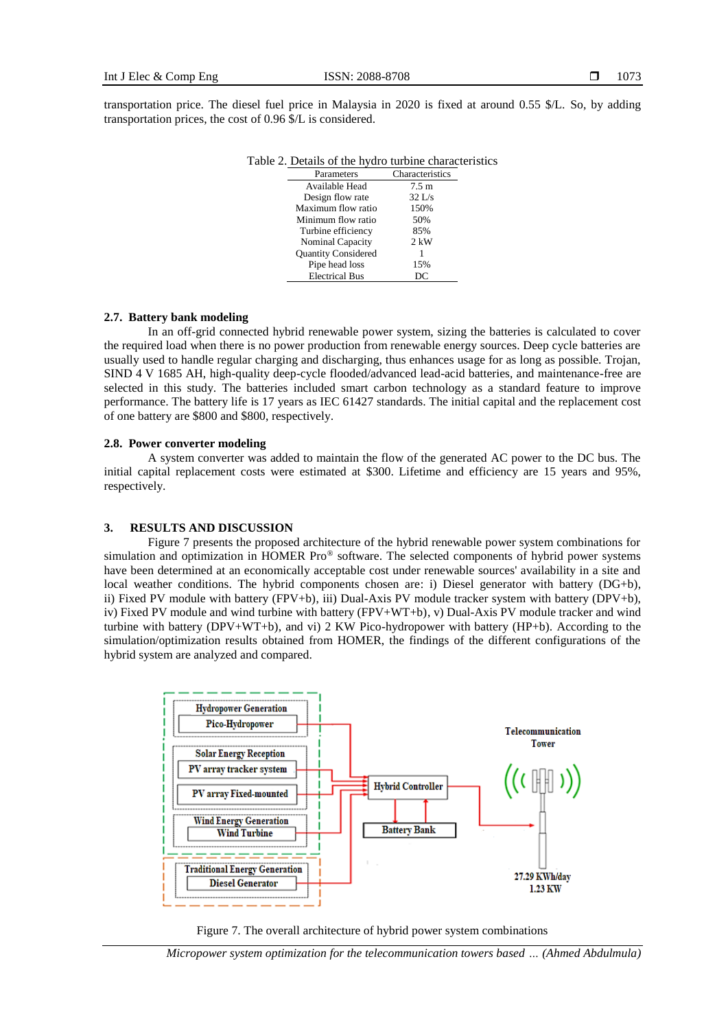transportation price. The diesel fuel price in Malaysia in 2020 is fixed at around 0.55 $/L. So, by adding transportation prices, the cost of 0.96 $/L is considered.

Table 2. Details of the hydro turbine characteristics

| Parameters | Characteristics |
|---|---|
| Available Head | 7.5 m |
| Design flow rate | 32 L/s |
| Maximum flow ratio | 150% |
| Minimum flow ratio | 50% |
| Turbine efficiency | 85% |
| Nominal Capacity | 2 kW |
| Quantity Considered | 1 |
| Pipe head loss | 15% |
| Electrical Bus | DC |

### 2.7. Battery bank modeling

In an off-grid connected hybrid renewable power system, sizing the batteries is calculated to cover the required load when there is no power production from renewable energy sources. Deep cycle batteries are usually used to handle regular charging and discharging, thus enhances usage for as long as possible. Trojan, SIND 4 V 1685 AH, high-quality deep-cycle flooded/advanced lead-acid batteries, and maintenance-free are selected in this study. The batteries included smart carbon technology as a standard feature to improve performance. The battery life is 17 years as IEC 61427 standards. The initial capital and the replacement cost of one battery are $800 and $800, respectively.

### 2.8. Power converter modeling

A system converter was added to maintain the flow of the generated AC power to the DC bus. The initial capital replacement costs were estimated at $300. Lifetime and efficiency are 15 years and 95%, respectively.

## 3. RESULTS AND DISCUSSION

Figure 7 presents the proposed architecture of the hybrid renewable power system combinations for simulation and optimization in HOMER Pro® software. The selected components of hybrid power systems have been determined at an economically acceptable cost under renewable sources' availability in a site and local weather conditions. The hybrid components chosen are: i) Diesel generator with battery (DG+b), ii) Fixed PV module with battery (FPV+b), iii) Dual-Axis PV module tracker system with battery (DPV+b), iv) Fixed PV module and wind turbine with battery (FPV+WT+b), v) Dual-Axis PV module tracker and wind turbine with battery (DPV+WT+b), and vi) 2 KW Pico-hydropower with battery (HP+b). According to the simulation/optimization results obtained from HOMER, the findings of the different configurations of the hybrid system are analyzed and compared.

Figure 7. The overall architecture of hybrid power system combinations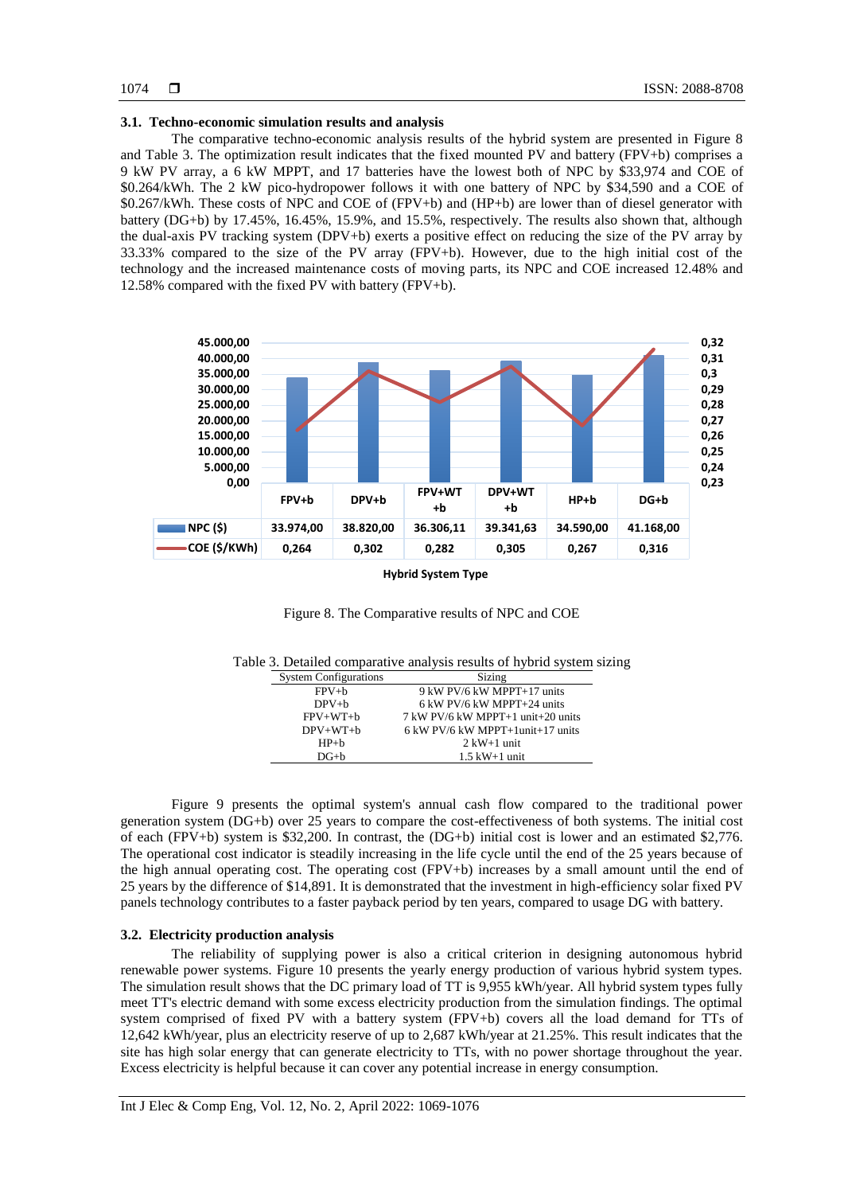### 3.1. Techno-economic simulation results and analysis

The comparative techno-economic analysis results of the hybrid system are presented in Figure 8 and Table 3. The optimization result indicates that the fixed mounted PV and battery (FPV+b) comprises a 9 kW PV array, a 6 kW MPPT, and 17 batteries have the lowest both of NPC by $33,974 and COE of $0.264/kWh. The 2 kW pico-hydropower follows it with one battery of NPC by $34,590 and a COE of $0.267/kWh. These costs of NPC and COE of (FPV+b) and (HP+b) are lower than of diesel generator with battery (DG+b) by 17.45%, 16.45%, 15.9%, and 15.5%, respectively. The results also shown that, although the dual-axis PV tracking system (DPV+b) exerts a positive effect on reducing the size of the PV array by 33.33% compared to the size of the PV array (FPV+b). However, due to the high initial cost of the technology and the increased maintenance costs of moving parts, its NPC and COE increased 12.48% and 12.58% compared with the fixed PV with battery (FPV+b).

| | FPV+b | DPV+b | FPV+WT +b | DPV+WT +b | HP+b | DG+b |
|---|---|---|---|---|---|---|
| NPC ($) | 33.974,00 | 38.820,00 | 36.306,11 | 39.341,63 | 34.590,00 | 41.168,00 |
| COE ($/KWh) | 0,264 | 0,302 | 0,282 | 0,305 | 0,267 | 0,316 |

Hybrid System Type

Figure 8. The Comparative results of NPC and COE

Table 3. Detailed comparative analysis results of hybrid system sizing

| System Configurations | Sizing |
|---|---|
| FPV+b | 9 kW PV/6 kW MPPT+17 units |
| DPV+b | 6 kW PV/6 kW MPPT+24 units |
| FPV+WT+b | 7 kW PV/6 kW MPPT+1 unit+20 units |
| DPV+WT+b | 6 kW PV/6 kW MPPT+1unit+17 units |
| HP+b | 2 kW+1 unit |
| DG+b | 1.5 kW+1 unit |

Figure 9 presents the optimal system's annual cash flow compared to the traditional power generation system (DG+b) over 25 years to compare the cost-effectiveness of both systems. The initial cost of each (FPV+b) system is $32,200. In contrast, the (DG+b) initial cost is lower and an estimated $2,776. The operational cost indicator is steadily increasing in the life cycle until the end of the 25 years because of the high annual operating cost. The operating cost (FPV+b) increases by a small amount until the end of 25 years by the difference of $14,891. It is demonstrated that the investment in high-efficiency solar fixed PV panels technology contributes to a faster payback period by ten years, compared to usage DG with battery.

### 3.2. Electricity production analysis

The reliability of supplying power is also a critical criterion in designing autonomous hybrid renewable power systems. Figure 10 presents the yearly energy production of various hybrid system types. The simulation result shows that the DC primary load of TT is 9,955 kWh/year. All hybrid system types fully meet TT's electric demand with some excess electricity production from the simulation findings. The optimal system comprised of fixed PV with a battery system (FPV+b) covers all the load demand for TTs of 12,642 kWh/year, plus an electricity reserve of up to 2,687 kWh/year at 21.25%. This result indicates that the site has high solar energy that can generate electricity to TTs, with no power shortage throughout the year. Excess electricity is helpful because it can cover any potential increase in energy consumption.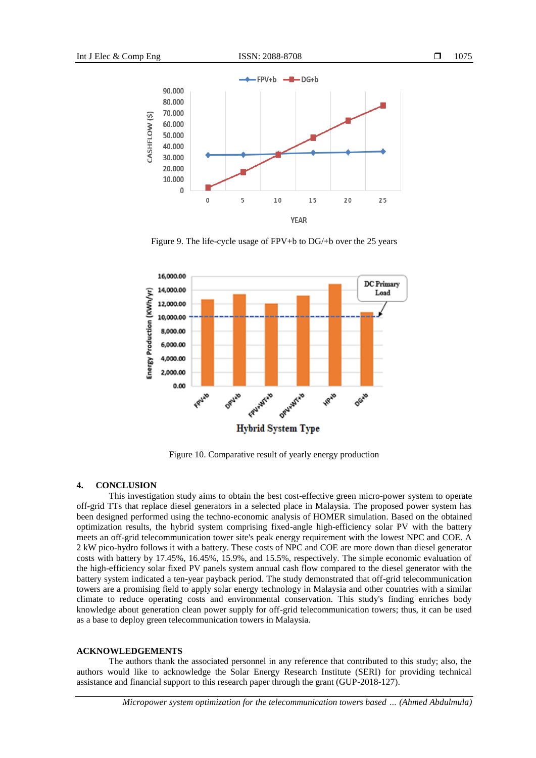Figure 9. The life-cycle usage of FPV+b to DG/+b over the 25 years

Figure 10. Comparative result of yearly energy production

## 4. CONCLUSION

This investigation study aims to obtain the best cost-effective green micro-power system to operate off-grid TTs that replace diesel generators in a selected place in Malaysia. The proposed power system has been designed performed using the techno-economic analysis of HOMER simulation. Based on the obtained optimization results, the hybrid system comprising fixed-angle high-efficiency solar PV with the battery meets an off-grid telecommunication tower site's peak energy requirement with the lowest NPC and COE. A 2 kW pico-hydro follows it with a battery. These costs of NPC and COE are more down than diesel generator costs with battery by 17.45%, 16.45%, 15.9%, and 15.5%, respectively. The simple economic evaluation of the high-efficiency solar fixed PV panels system annual cash flow compared to the diesel generator with the battery system indicated a ten-year payback period. The study demonstrated that off-grid telecommunication towers are a promising field to apply solar energy technology in Malaysia and other countries with a similar climate to reduce operating costs and environmental conservation. This study's finding enriches body knowledge about generation clean power supply for off-grid telecommunication towers; thus, it can be used as a base to deploy green telecommunication towers in Malaysia.

## ACKNOWLEDGEMENTS

The authors thank the associated personnel in any reference that contributed to this study; also, the authors would like to acknowledge the Solar Energy Research Institute (SERI) for providing technical assistance and financial support to this research paper through the grant (GUP-2018-127).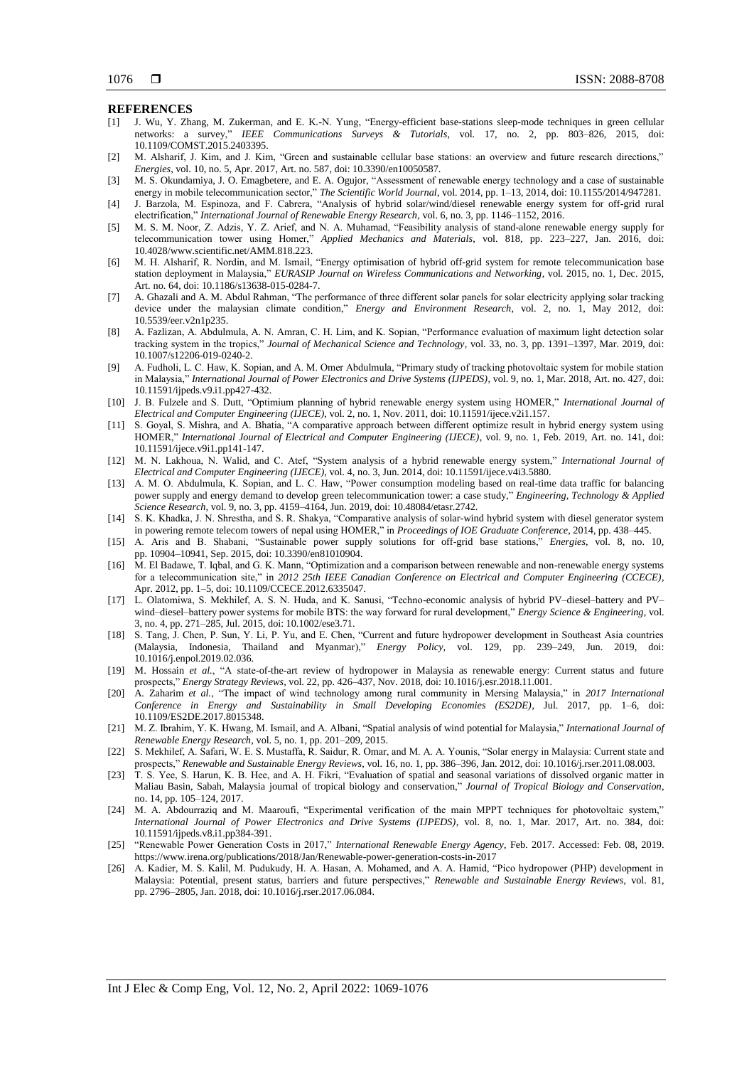## REFERENCES

[1] J. Wu, Y. Zhang, M. Zukerman, and E. K.-N. Yung, "Energy-efficient base-stations sleep-mode techniques in green cellular networks: a survey," *IEEE Communications Surveys & Tutorials*, vol. 17, no. 2, pp. 803–826, 2015, doi: 10.1109/COMST.2015.2403395.

[2] M. Alsharif, J. Kim, and J. Kim, "Green and sustainable cellular base stations: an overview and future research directions," *Energies*, vol. 10, no. 5, Apr. 2017, Art. no. 587, doi: 10.3390/en10050587.

[3] M. S. Okundamiya, J. O. Emagbetere, and E. A. Ogujor, "Assessment of renewable energy technology and a case of sustainable energy in mobile telecommunication sector," *The Scientific World Journal*, vol. 2014, pp. 1–13, 2014, doi: 10.1155/2014/947281.

[4] J. Barzola, M. Espinoza, and F. Cabrera, "Analysis of hybrid solar/wind/diesel renewable energy system for off-grid rural electrification," *International Journal of Renewable Energy Research*, vol. 6, no. 3, pp. 1146–1152, 2016.

[5] M. S. M. Noor, Z. Adzis, Y. Z. Arief, and N. A. Muhamad, "Feasibility analysis of stand-alone renewable energy supply for telecommunication tower using Homer," *Applied Mechanics and Materials*, vol. 818, pp. 223–227, Jan. 2016, doi: 10.4028/www.scientific.net/AMM.818.223.

[6] M. H. Alsharif, R. Nordin, and M. Ismail, "Energy optimisation of hybrid off-grid system for remote telecommunication base station deployment in Malaysia," *EURASIP Journal on Wireless Communications and Networking*, vol. 2015, no. 1, Dec. 2015, Art. no. 64, doi: 10.1186/s13638-015-0284-7.

[7] A. Ghazali and A. M. Abdul Rahman, "The performance of three different solar panels for solar electricity applying solar tracking device under the malaysian climate condition," *Energy and Environment Research*, vol. 2, no. 1, May 2012, doi: 10.5539/eer.v2n1p235.

[8] A. Fazlizan, A. Abdulmula, A. N. Amran, C. H. Lim, and K. Sopian, "Performance evaluation of maximum light detection solar tracking system in the tropics," *Journal of Mechanical Science and Technology*, vol. 33, no. 3, pp. 1391–1397, Mar. 2019, doi: 10.1007/s12206-019-0240-2.

[9] A. Fudholi, L. C. Haw, K. Sopian, and A. M. Omer Abdulmula, "Primary study of tracking photovoltaic system for mobile station in Malaysia," *International Journal of Power Electronics and Drive Systems (IJPEDS)*, vol. 9, no. 1, Mar. 2018, Art. no. 427, doi: 10.11591/ijpeds.v9.i1.pp427-432.

[10] J. B. Fulzele and S. Dutt, "Optimium planning of hybrid renewable energy system using HOMER," *International Journal of Electrical and Computer Engineering (IJECE)*, vol. 2, no. 1, Nov. 2011, doi: 10.11591/ijece.v2i1.157.

[11] S. Goyal, S. Mishra, and A. Bhatia, "A comparative approach between different optimize result in hybrid energy system using HOMER," *International Journal of Electrical and Computer Engineering (IJECE)*, vol. 9, no. 1, Feb. 2019, Art. no. 141, doi: 10.11591/ijece.v9i1.pp141-147.

[12] M. N. Lakhoua, N. Walid, and C. Atef, "System analysis of a hybrid renewable energy system," *International Journal of Electrical and Computer Engineering (IJECE)*, vol. 4, no. 3, Jun. 2014, doi: 10.11591/ijece.v4i3.5880.

[13] A. M. O. Abdulmula, K. Sopian, and L. C. Haw, "Power consumption modeling based on real-time data traffic for balancing power supply and energy demand to develop green telecommunication tower: a case study," *Engineering, Technology & Applied Science Research*, vol. 9, no. 3, pp. 4159–4164, Jun. 2019, doi: 10.48084/etasr.2742.

[14] S. K. Khadka, J. N. Shrestha, and S. R. Shakya, "Comparative analysis of solar-wind hybrid system with diesel generator system in powering remote telecom towers of nepal using HOMER," in *Proceedings of IOE Graduate Conference*, 2014, pp. 438–445.

[15] A. Aris and B. Shabani, "Sustainable power supply solutions for off-grid base stations," *Energies*, vol. 8, no. 10, pp. 10904–10941, Sep. 2015, doi: 10.3390/en81010904.

[16] M. El Badawe, T. Iqbal, and G. K. Mann, "Optimization and a comparison between renewable and non-renewable energy systems for a telecommunication site," in *2012 25th IEEE Canadian Conference on Electrical and Computer Engineering (CCECE)*, Apr. 2012, pp. 1–5, doi: 10.1109/CCECE.2012.6335047.

[17] L. Olatomiwa, S. Mekhilef, A. S. N. Huda, and K. Sanusi, "Techno-economic analysis of hybrid PV–diesel–battery and PV–wind–diesel–battery power systems for mobile BTS: the way forward for rural development," *Energy Science & Engineering*, vol. 3, no. 4, pp. 271–285, Jul. 2015, doi: 10.1002/ese3.71.

[18] S. Tang, J. Chen, P. Sun, Y. Li, P. Yu, and E. Chen, "Current and future hydropower development in Southeast Asia countries (Malaysia, Indonesia, Thailand and Myanmar)," *Energy Policy*, vol. 129, pp. 239–249, Jun. 2019, doi: 10.1016/j.enpol.2019.02.036.

[19] M. Hossain *et al.*, "A state-of-the-art review of hydropower in Malaysia as renewable energy: Current status and future prospects," *Energy Strategy Reviews*, vol. 22, pp. 426–437, Nov. 2018, doi: 10.1016/j.esr.2018.11.001.

[20] A. Zaharim *et al.*, "The impact of wind technology among rural community in Mersing Malaysia," in *2017 International Conference in Energy and Sustainability in Small Developing Economies (ES2DE)*, Jul. 2017, pp. 1–6, doi: 10.1109/ES2DE.2017.8015348.

[21] M. Z. Ibrahim, Y. K. Hwang, M. Ismail, and A. Albani, "Spatial analysis of wind potential for Malaysia," *International Journal of Renewable Energy Research*, vol. 5, no. 1, pp. 201–209, 2015.

[22] S. Mekhilef, A. Safari, W. E. S. Mustaffa, R. Saidur, R. Omar, and M. A. A. Younis, "Solar energy in Malaysia: Current state and prospects," *Renewable and Sustainable Energy Reviews*, vol. 16, no. 1, pp. 386–396, Jan. 2012, doi: 10.1016/j.rser.2011.08.003.

[23] T. S. Yee, S. Harun, K. B. Hee, and A. H. Fikri, "Evaluation of spatial and seasonal variations of dissolved organic matter in Maliau Basin, Sabah, Malaysia journal of tropical biology and conservation," *Journal of Tropical Biology and Conservation*, no. 14, pp. 105–124, 2017.

[24] M. A. Abdourraziq and M. Maaroufi, "Experimental verification of the main MPPT techniques for photovoltaic system," *International Journal of Power Electronics and Drive Systems (IJPEDS)*, vol. 8, no. 1, Mar. 2017, Art. no. 384, doi: 10.11591/ijpeds.v8.i1.pp384-391.

[25] "Renewable Power Generation Costs in 2017," *International Renewable Energy Agency*, Feb. 2017. Accessed: Feb. 08, 2019. https://www.irena.org/publications/2018/Jan/Renewable-power-generation-costs-in-2017

[26] A. Kadier, M. S. Kalil, M. Pudukudy, H. A. Hasan, A. Mohamed, and A. A. Hamid, "Pico hydropower (PHP) development in Malaysia: Potential, present status, barriers and future perspectives," *Renewable and Sustainable Energy Reviews*, vol. 81, pp. 2796–2805, Jan. 2018, doi: 10.1016/j.rser.2017.06.084.